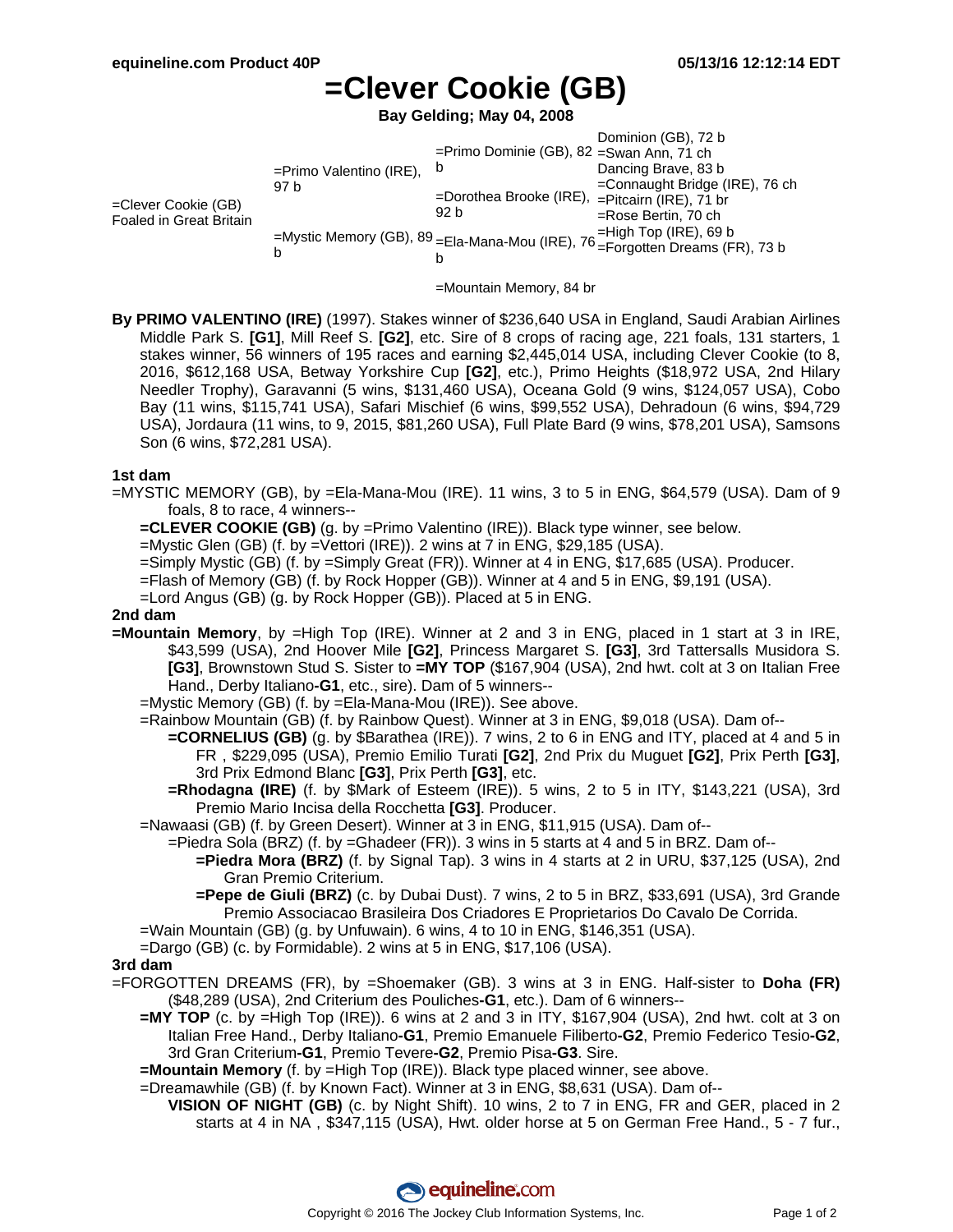# =Clever Cookie (GB)

**Bay Gelding; May 04, 2008**

| | | | |
|---|---|---|---|
| =Clever Cookie (GB) Foaled in Great Britain | =Primo Valentino (IRE), 97 b | =Primo Dominie (GB), 82 b | Dominion (GB), 72 b |
| | | | =Swan Ann, 71 ch |
| | | =Dorothea Brooke (IRE), 92 b | Dancing Brave, 83 b |
| | | | =Connaught Bridge (IRE), 76 ch |
| | =Mystic Memory (GB), 89 b | =Ela-Mana-Mou (IRE), 76 b | =Pitcairn (IRE), 71 br |
| | | | =Rose Bertin, 70 ch |
| | | =Mountain Memory, 84 br | =High Top (IRE), 69 b |
| | | | =Forgotten Dreams (FR), 73 b |

**By PRIMO VALENTINO (IRE)** (1997). Stakes winner of $236,640 USA in England, Saudi Arabian Airlines Middle Park S. **[G1]**, Mill Reef S. **[G2]**, etc. Sire of 8 crops of racing age, 221 foals, 131 starters, 1 stakes winner, 56 winners of 195 races and earning $2,445,014 USA, including Clever Cookie (to 8, 2016, $612,168 USA, Betway Yorkshire Cup **[G2]**, etc.), Primo Heights ($18,972 USA, 2nd Hilary Needler Trophy), Garavanni (5 wins, $131,460 USA), Oceana Gold (9 wins, $124,057 USA), Cobo Bay (11 wins, $115,741 USA), Safari Mischief (6 wins, $99,552 USA), Dehradoun (6 wins, $94,729 USA), Jordaura (11 wins, to 9, 2015, $81,260 USA), Full Plate Bard (9 wins, $78,201 USA), Samsons Son (6 wins, $72,281 USA).

**1st dam**

=MYSTIC MEMORY (GB), by =Ela-Mana-Mou (IRE). 11 wins, 3 to 5 in ENG, $64,579 (USA). Dam of 9 foals, 8 to race, 4 winners--

- **=CLEVER COOKIE (GB)** (g. by =Primo Valentino (IRE)). Black type winner, see below.
- =Mystic Glen (GB) (f. by =Vettori (IRE)). 2 wins at 7 in ENG, $29,185 (USA).
- =Simply Mystic (GB) (f. by =Simply Great (FR)). Winner at 4 in ENG, $17,685 (USA). Producer.
- =Flash of Memory (GB) (f. by Rock Hopper (GB)). Winner at 4 and 5 in ENG, $9,191 (USA).
- =Lord Angus (GB) (g. by Rock Hopper (GB)). Placed at 5 in ENG.

**2nd dam**

**=Mountain Memory**, by =High Top (IRE). Winner at 2 and 3 in ENG, placed in 1 start at 3 in IRE, $43,599 (USA), 2nd Hoover Mile **[G2]**, Princess Margaret S. **[G3]**, 3rd Tattersalls Musidora S. **[G3]**, Brownstown Stud S. Sister to **=MY TOP** ($167,904 (USA), 2nd hwt. colt at 3 on Italian Free Hand., Derby Italiano**-G1**, etc., sire). Dam of 5 winners--

- =Mystic Memory (GB) (f. by =Ela-Mana-Mou (IRE)). See above.
- =Rainbow Mountain (GB) (f. by Rainbow Quest). Winner at 3 in ENG, $9,018 (USA). Dam of--
  - **=CORNELIUS (GB)** (g. by $Barathea (IRE)). 7 wins, 2 to 6 in ENG and ITY, placed at 4 and 5 in FR , $229,095 (USA), Premio Emilio Turati **[G2]**, 2nd Prix du Muguet **[G2]**, Prix Perth **[G3]**, 3rd Prix Edmond Blanc **[G3]**, Prix Perth **[G3]**, etc.
  - **=Rhodagna (IRE)** (f. by $Mark of Esteem (IRE)). 5 wins, 2 to 5 in ITY, $143,221 (USA), 3rd Premio Mario Incisa della Rocchetta **[G3]**. Producer.
- =Nawaasi (GB) (f. by Green Desert). Winner at 3 in ENG, $11,915 (USA). Dam of--
  - =Piedra Sola (BRZ) (f. by =Ghadeer (FR)). 3 wins in 5 starts at 4 and 5 in BRZ. Dam of--
    - **=Piedra Mora (BRZ)** (f. by Signal Tap). 3 wins in 4 starts at 2 in URU, $37,125 (USA), 2nd Gran Premio Criterium.
    - **=Pepe de Giuli (BRZ)** (c. by Dubai Dust). 7 wins, 2 to 5 in BRZ, $33,691 (USA), 3rd Grande Premio Associacao Brasileira Dos Criadores E Proprietarios Do Cavalo De Corrida.
- =Wain Mountain (GB) (g. by Unfuwain). 6 wins, 4 to 10 in ENG, $146,351 (USA).
- =Dargo (GB) (c. by Formidable). 2 wins at 5 in ENG, $17,106 (USA).

**3rd dam**

=FORGOTTEN DREAMS (FR), by =Shoemaker (GB). 3 wins at 3 in ENG. Half-sister to **Doha (FR)** ($48,289 (USA), 2nd Criterium des Pouliches**-G1**, etc.). Dam of 6 winners--

- **=MY TOP** (c. by =High Top (IRE)). 6 wins at 2 and 3 in ITY, $167,904 (USA), 2nd hwt. colt at 3 on Italian Free Hand., Derby Italiano**-G1**, Premio Emanuele Filiberto**-G2**, Premio Federico Tesio**-G2**, 3rd Gran Criterium**-G1**, Premio Tevere**-G2**, Premio Pisa**-G3**. Sire.
- **=Mountain Memory** (f. by =High Top (IRE)). Black type placed winner, see above.
- =Dreamawhile (GB) (f. by Known Fact). Winner at 3 in ENG, $8,631 (USA). Dam of--
  - **VISION OF NIGHT (GB)** (c. by Night Shift). 10 wins, 2 to 7 in ENG, FR and GER, placed in 2 starts at 4 in NA , $347,115 (USA), Hwt. older horse at 5 on German Free Hand., 5 - 7 fur.,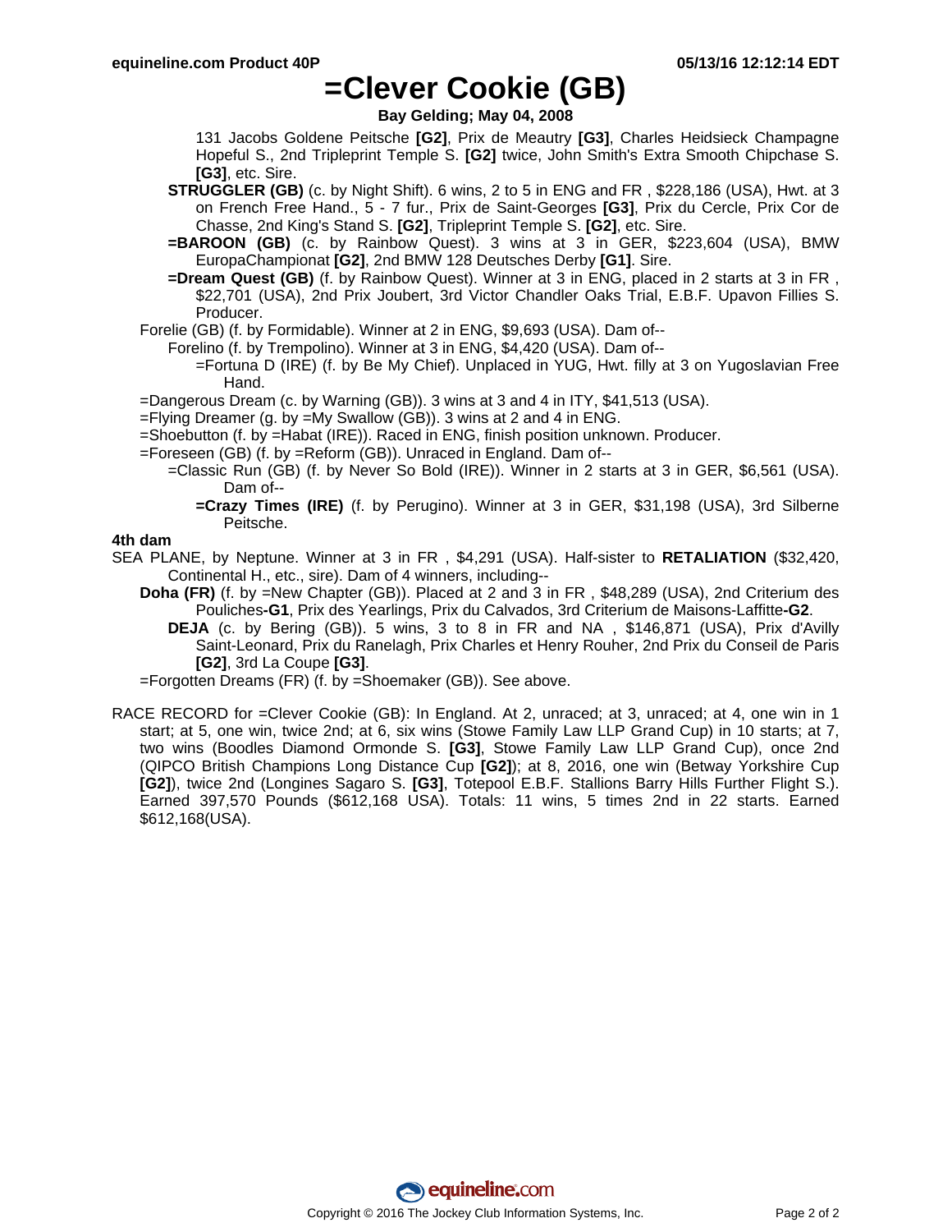# =Clever Cookie (GB)

**Bay Gelding; May 04, 2008**

131 Jacobs Goldene Peitsche **[G2]**, Prix de Meautry **[G3]**, Charles Heidsieck Champagne Hopeful S., 2nd Tripleprint Temple S. **[G2]** twice, John Smith's Extra Smooth Chipchase S. **[G3]**, etc. Sire.

**STRUGGLER (GB)** (c. by Night Shift). 6 wins, 2 to 5 in ENG and FR , $228,186 (USA), Hwt. at 3 on French Free Hand., 5 - 7 fur., Prix de Saint-Georges **[G3]**, Prix du Cercle, Prix Cor de Chasse, 2nd King's Stand S. **[G2]**, Tripleprint Temple S. **[G2]**, etc. Sire.

**=BAROON (GB)** (c. by Rainbow Quest). 3 wins at 3 in GER, $223,604 (USA), BMW EuropaChampionat **[G2]**, 2nd BMW 128 Deutsches Derby **[G1]**. Sire.

**=Dream Quest (GB)** (f. by Rainbow Quest). Winner at 3 in ENG, placed in 2 starts at 3 in FR , $22,701 (USA), 2nd Prix Joubert, 3rd Victor Chandler Oaks Trial, E.B.F. Upavon Fillies S. Producer.

Forelie (GB) (f. by Formidable). Winner at 2 in ENG, $9,693 (USA). Dam of--

Forelino (f. by Trempolino). Winner at 3 in ENG, $4,420 (USA). Dam of--

=Fortuna D (IRE) (f. by Be My Chief). Unplaced in YUG, Hwt. filly at 3 on Yugoslavian Free Hand.

=Dangerous Dream (c. by Warning (GB)). 3 wins at 3 and 4 in ITY, $41,513 (USA).

=Flying Dreamer (g. by =My Swallow (GB)). 3 wins at 2 and 4 in ENG.

=Shoebutton (f. by =Habat (IRE)). Raced in ENG, finish position unknown. Producer.

=Foreseen (GB) (f. by =Reform (GB)). Unraced in England. Dam of--

=Classic Run (GB) (f. by Never So Bold (IRE)). Winner in 2 starts at 3 in GER, $6,561 (USA). Dam of--

**=Crazy Times (IRE)** (f. by Perugino). Winner at 3 in GER, $31,198 (USA), 3rd Silberne Peitsche.

**4th dam**

SEA PLANE, by Neptune. Winner at 3 in FR , $4,291 (USA). Half-sister to **RETALIATION** ($32,420, Continental H., etc., sire). Dam of 4 winners, including--

**Doha (FR)** (f. by =New Chapter (GB)). Placed at 2 and 3 in FR , $48,289 (USA), 2nd Criterium des Pouliches**-G1**, Prix des Yearlings, Prix du Calvados, 3rd Criterium de Maisons-Laffitte**-G2**.

**DEJA** (c. by Bering (GB)). 5 wins, 3 to 8 in FR and NA , $146,871 (USA), Prix d'Avilly Saint-Leonard, Prix du Ranelagh, Prix Charles et Henry Rouher, 2nd Prix du Conseil de Paris **[G2]**, 3rd La Coupe **[G3]**.

=Forgotten Dreams (FR) (f. by =Shoemaker (GB)). See above.

RACE RECORD for =Clever Cookie (GB): In England. At 2, unraced; at 3, unraced; at 4, one win in 1 start; at 5, one win, twice 2nd; at 6, six wins (Stowe Family Law LLP Grand Cup) in 10 starts; at 7, two wins (Boodles Diamond Ormonde S. **[G3]**, Stowe Family Law LLP Grand Cup), once 2nd (QIPCO British Champions Long Distance Cup **[G2]**); at 8, 2016, one win (Betway Yorkshire Cup **[G2]**), twice 2nd (Longines Sagaro S. **[G3]**, Totepool E.B.F. Stallions Barry Hills Further Flight S.). Earned 397,570 Pounds ($612,168 USA). Totals: 11 wins, 5 times 2nd in 22 starts. Earned $612,168(USA).